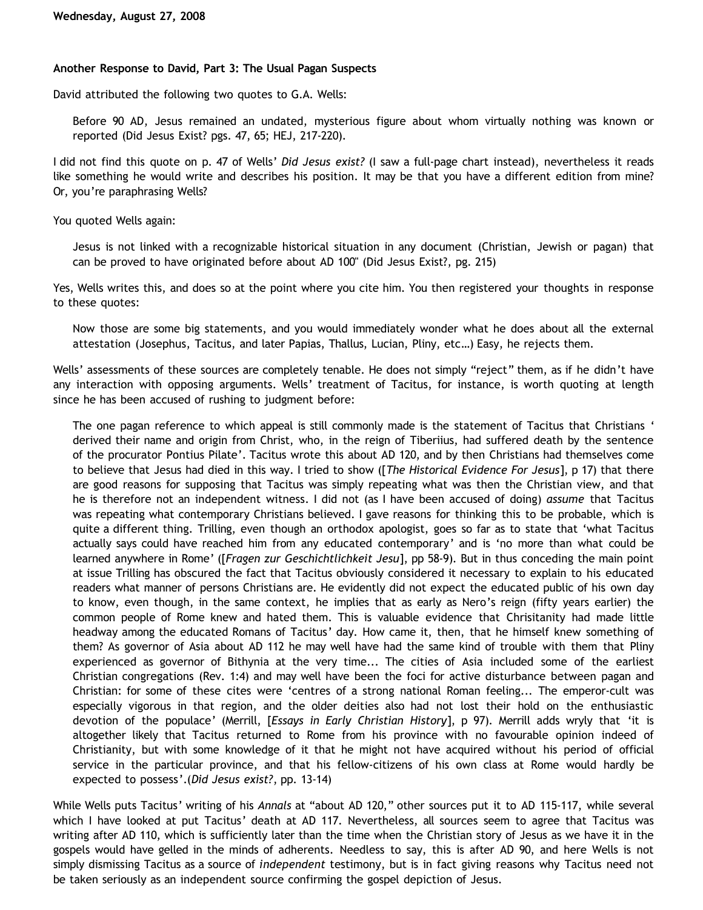**Wednesday, August 27, 2008**

**Another Response to David, Part 3: The Usual Pagan Suspects**

David attributed the following two quotes to G.A. Wells:

> Before 90 AD, Jesus remained an undated, mysterious figure about whom virtually nothing was known or reported (Did Jesus Exist? pgs. 47, 65; HEJ, 217-220).

I did not find this quote on p. 47 of Wells' *Did Jesus exist?* (I saw a full-page chart instead), nevertheless it reads like something he would write and describes his position. It may be that you have a different edition from mine? Or, you're paraphrasing Wells?

You quoted Wells again:

> Jesus is not linked with a recognizable historical situation in any document (Christian, Jewish or pagan) that can be proved to have originated before about AD 100" (Did Jesus Exist?, pg. 215)

Yes, Wells writes this, and does so at the point where you cite him. You then registered your thoughts in response to these quotes:

> Now those are some big statements, and you would immediately wonder what he does about all the external attestation (Josephus, Tacitus, and later Papias, Thallus, Lucian, Pliny, etc…) Easy, he rejects them.

Wells' assessments of these sources are completely tenable. He does not simply "reject" them, as if he didn't have any interaction with opposing arguments. Wells' treatment of Tacitus, for instance, is worth quoting at length since he has been accused of rushing to judgment before:

> The one pagan reference to which appeal is still commonly made is the statement of Tacitus that Christians ' derived their name and origin from Christ, who, in the reign of Tiberiius, had suffered death by the sentence of the procurator Pontius Pilate'. Tacitus wrote this about AD 120, and by then Christians had themselves come to believe that Jesus had died in this way. I tried to show ([*The Historical Evidence For Jesus*], p 17) that there are good reasons for supposing that Tacitus was simply repeating what was then the Christian view, and that he is therefore not an independent witness. I did not (as I have been accused of doing) *assume* that Tacitus was repeating what contemporary Christians believed. I gave reasons for thinking this to be probable, which is quite a different thing. Trilling, even though an orthodox apologist, goes so far as to state that 'what Tacitus actually says could have reached him from any educated contemporary' and is 'no more than what could be learned anywhere in Rome' ([*Fragen zur Geschichtlichkeit Jesu*], pp 58-9). But in thus conceding the main point at issue Trilling has obscured the fact that Tacitus obviously considered it necessary to explain to his educated readers what manner of persons Christians are. He evidently did not expect the educated public of his own day to know, even though, in the same context, he implies that as early as Nero's reign (fifty years earlier) the common people of Rome knew and hated them. This is valuable evidence that Chrisitanity had made little headway among the educated Romans of Tacitus' day. How came it, then, that he himself knew something of them? As governor of Asia about AD 112 he may well have had the same kind of trouble with them that Pliny experienced as governor of Bithynia at the very time... The cities of Asia included some of the earliest Christian congregations (Rev. 1:4) and may well have been the foci for active disturbance between pagan and Christian: for some of these cites were 'centres of a strong national Roman feeling... The emperor-cult was especially vigorous in that region, and the older deities also had not lost their hold on the enthusiastic devotion of the populace' (Merrill, [*Essays in Early Christian History*], p 97). Merrill adds wryly that 'it is altogether likely that Tacitus returned to Rome from his province with no favourable opinion indeed of Christianity, but with some knowledge of it that he might not have acquired without his period of official service in the particular province, and that his fellow-citizens of his own class at Rome would hardly be expected to possess'.(*Did Jesus exist?*, pp. 13-14)

While Wells puts Tacitus' writing of his *Annals* at "about AD 120," other sources put it to AD 115-117, while several which I have looked at put Tacitus' death at AD 117. Nevertheless, all sources seem to agree that Tacitus was writing after AD 110, which is sufficiently later than the time when the Christian story of Jesus as we have it in the gospels would have gelled in the minds of adherents. Needless to say, this is after AD 90, and here Wells is not simply dismissing Tacitus as a source of *independent* testimony, but is in fact giving reasons why Tacitus need not be taken seriously as an independent source confirming the gospel depiction of Jesus.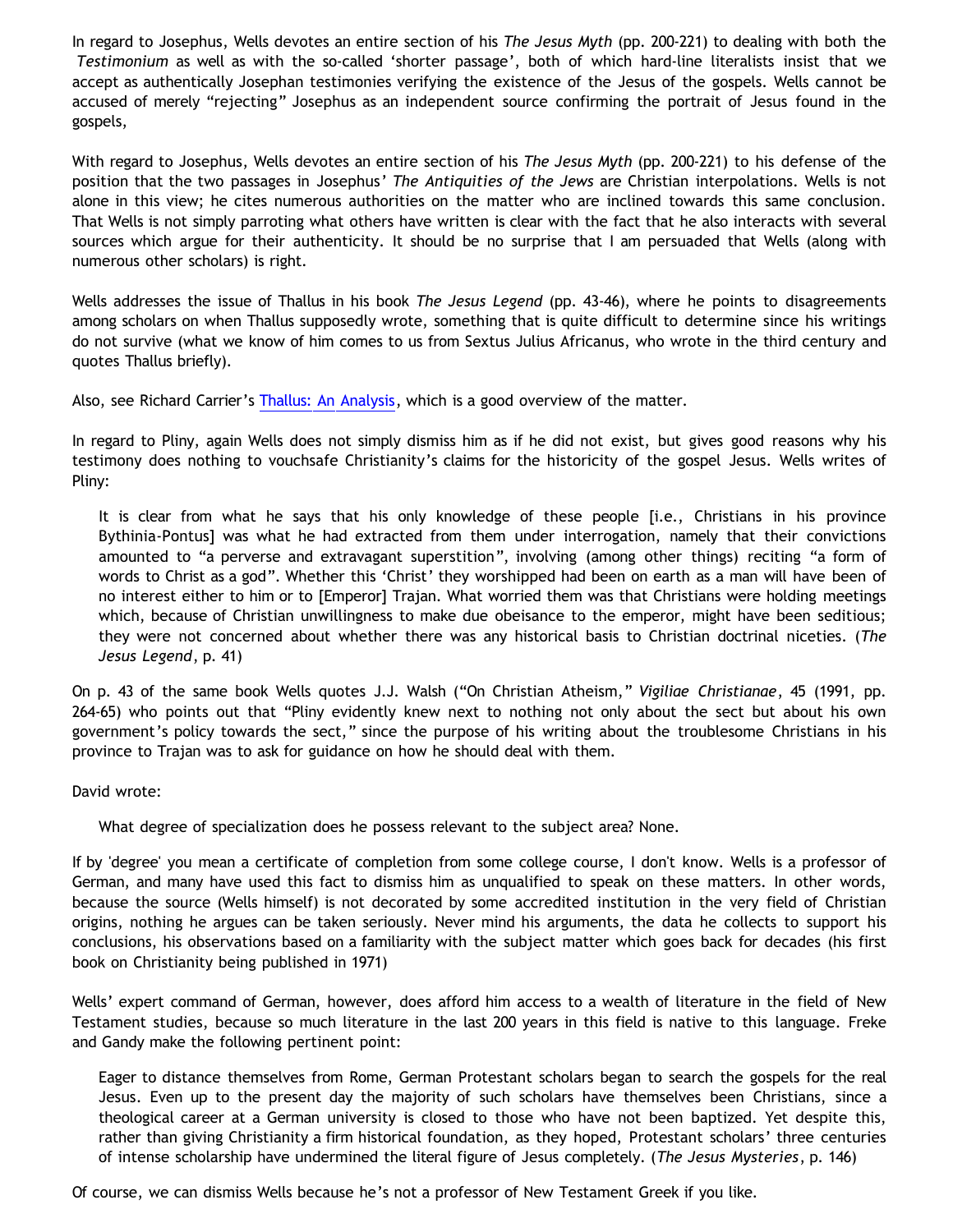In regard to Josephus, Wells devotes an entire section of his *The Jesus Myth* (pp. 200-221) to dealing with both the *Testimonium* as well as with the so-called 'shorter passage', both of which hard-line literalists insist that we accept as authentically Josephan testimonies verifying the existence of the Jesus of the gospels. Wells cannot be accused of merely "rejecting" Josephus as an independent source confirming the portrait of Jesus found in the gospels,

With regard to Josephus, Wells devotes an entire section of his *The Jesus Myth* (pp. 200-221) to his defense of the position that the two passages in Josephus' *The Antiquities of the Jews* are Christian interpolations. Wells is not alone in this view; he cites numerous authorities on the matter who are inclined towards this same conclusion. That Wells is not simply parroting what others have written is clear with the fact that he also interacts with several sources which argue for their authenticity. It should be no surprise that I am persuaded that Wells (along with numerous other scholars) is right.

Wells addresses the issue of Thallus in his book *The Jesus Legend* (pp. 43-46), where he points to disagreements among scholars on when Thallus supposedly wrote, something that is quite difficult to determine since his writings do not survive (what we know of him comes to us from Sextus Julius Africanus, who wrote in the third century and quotes Thallus briefly).

Also, see Richard Carrier's Thallus: An Analysis, which is a good overview of the matter.

In regard to Pliny, again Wells does not simply dismiss him as if he did not exist, but gives good reasons why his testimony does nothing to vouchsafe Christianity's claims for the historicity of the gospel Jesus. Wells writes of Pliny:

> It is clear from what he says that his only knowledge of these people [i.e., Christians in his province Bythinia-Pontus] was what he had extracted from them under interrogation, namely that their convictions amounted to "a perverse and extravagant superstition", involving (among other things) reciting "a form of words to Christ as a god". Whether this 'Christ' they worshipped had been on earth as a man will have been of no interest either to him or to [Emperor] Trajan. What worried them was that Christians were holding meetings which, because of Christian unwillingness to make due obeisance to the emperor, might have been seditious; they were not concerned about whether there was any historical basis to Christian doctrinal niceties. (*The Jesus Legend*, p. 41)

On p. 43 of the same book Wells quotes J.J. Walsh ("On Christian Atheism," *Vigiliae Christianae*, 45 (1991, pp. 264-65) who points out that "Pliny evidently knew next to nothing not only about the sect but about his own government's policy towards the sect," since the purpose of his writing about the troublesome Christians in his province to Trajan was to ask for guidance on how he should deal with them.

David wrote:

> What degree of specialization does he possess relevant to the subject area? None.

If by 'degree' you mean a certificate of completion from some college course, I don't know. Wells is a professor of German, and many have used this fact to dismiss him as unqualified to speak on these matters. In other words, because the source (Wells himself) is not decorated by some accredited institution in the very field of Christian origins, nothing he argues can be taken seriously. Never mind his arguments, the data he collects to support his conclusions, his observations based on a familiarity with the subject matter which goes back for decades (his first book on Christianity being published in 1971)

Wells' expert command of German, however, does afford him access to a wealth of literature in the field of New Testament studies, because so much literature in the last 200 years in this field is native to this language. Freke and Gandy make the following pertinent point:

> Eager to distance themselves from Rome, German Protestant scholars began to search the gospels for the real Jesus. Even up to the present day the majority of such scholars have themselves been Christians, since a theological career at a German university is closed to those who have not been baptized. Yet despite this, rather than giving Christianity a firm historical foundation, as they hoped, Protestant scholars' three centuries of intense scholarship have undermined the literal figure of Jesus completely. (*The Jesus Mysteries*, p. 146)

Of course, we can dismiss Wells because he's not a professor of New Testament Greek if you like.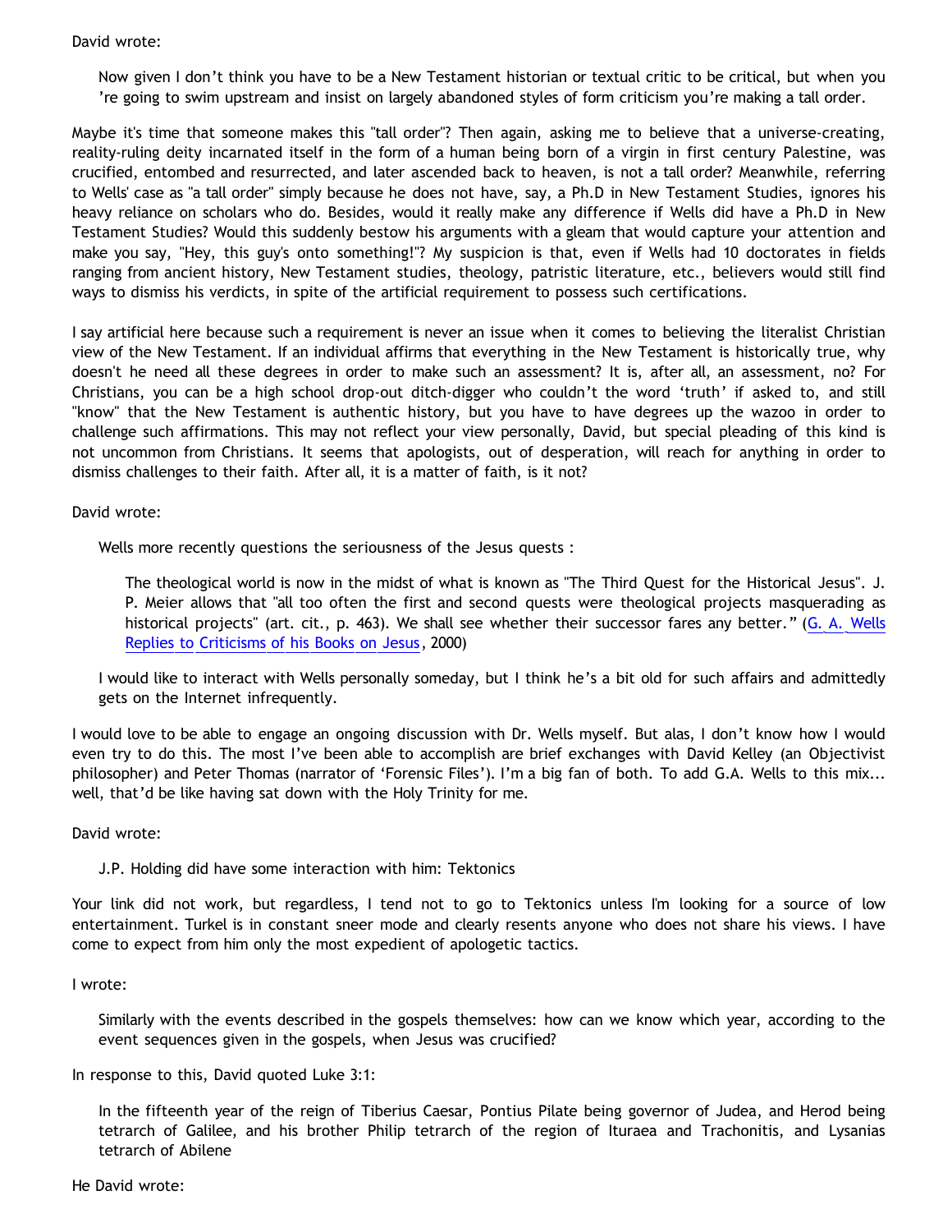David wrote:

> Now given I don't think you have to be a New Testament historian or textual critic to be critical, but when you 're going to swim upstream and insist on largely abandoned styles of form criticism you're making a tall order.

Maybe it's time that someone makes this "tall order"? Then again, asking me to believe that a universe-creating, reality-ruling deity incarnated itself in the form of a human being born of a virgin in first century Palestine, was crucified, entombed and resurrected, and later ascended back to heaven, is not a tall order? Meanwhile, referring to Wells' case as "a tall order" simply because he does not have, say, a Ph.D in New Testament Studies, ignores his heavy reliance on scholars who do. Besides, would it really make any difference if Wells did have a Ph.D in New Testament Studies? Would this suddenly bestow his arguments with a gleam that would capture your attention and make you say, "Hey, this guy's onto something!"? My suspicion is that, even if Wells had 10 doctorates in fields ranging from ancient history, New Testament studies, theology, patristic literature, etc., believers would still find ways to dismiss his verdicts, in spite of the artificial requirement to possess such certifications.

I say artificial here because such a requirement is never an issue when it comes to believing the literalist Christian view of the New Testament. If an individual affirms that everything in the New Testament is historically true, why doesn't he need all these degrees in order to make such an assessment? It is, after all, an assessment, no? For Christians, you can be a high school drop-out ditch-digger who couldn't the word 'truth' if asked to, and still "know" that the New Testament is authentic history, but you have to have degrees up the wazoo in order to challenge such affirmations. This may not reflect your view personally, David, but special pleading of this kind is not uncommon from Christians. It seems that apologists, out of desperation, will reach for anything in order to dismiss challenges to their faith. After all, it is a matter of faith, is it not?

David wrote:

> Wells more recently questions the seriousness of the Jesus quests :
>
> > The theological world is now in the midst of what is known as "The Third Quest for the Historical Jesus". J. P. Meier allows that "all too often the first and second quests were theological projects masquerading as historical projects" (art. cit., p. 463). We shall see whether their successor fares any better." (G. A. Wells Replies to Criticisms of his Books on Jesus, 2000)
>
> I would like to interact with Wells personally someday, but I think he's a bit old for such affairs and admittedly gets on the Internet infrequently.

I would love to be able to engage an ongoing discussion with Dr. Wells myself. But alas, I don't know how I would even try to do this. The most I've been able to accomplish are brief exchanges with David Kelley (an Objectivist philosopher) and Peter Thomas (narrator of 'Forensic Files'). I'm a big fan of both. To add G.A. Wells to this mix... well, that'd be like having sat down with the Holy Trinity for me.

David wrote:

> J.P. Holding did have some interaction with him: Tektonics

Your link did not work, but regardless, I tend not to go to Tektonics unless I'm looking for a source of low entertainment. Turkel is in constant sneer mode and clearly resents anyone who does not share his views. I have come to expect from him only the most expedient of apologetic tactics.

I wrote:

> Similarly with the events described in the gospels themselves: how can we know which year, according to the event sequences given in the gospels, when Jesus was crucified?

In response to this, David quoted Luke 3:1:

> In the fifteenth year of the reign of Tiberius Caesar, Pontius Pilate being governor of Judea, and Herod being tetrarch of Galilee, and his brother Philip tetrarch of the region of Ituraea and Trachonitis, and Lysanias tetrarch of Abilene

He David wrote: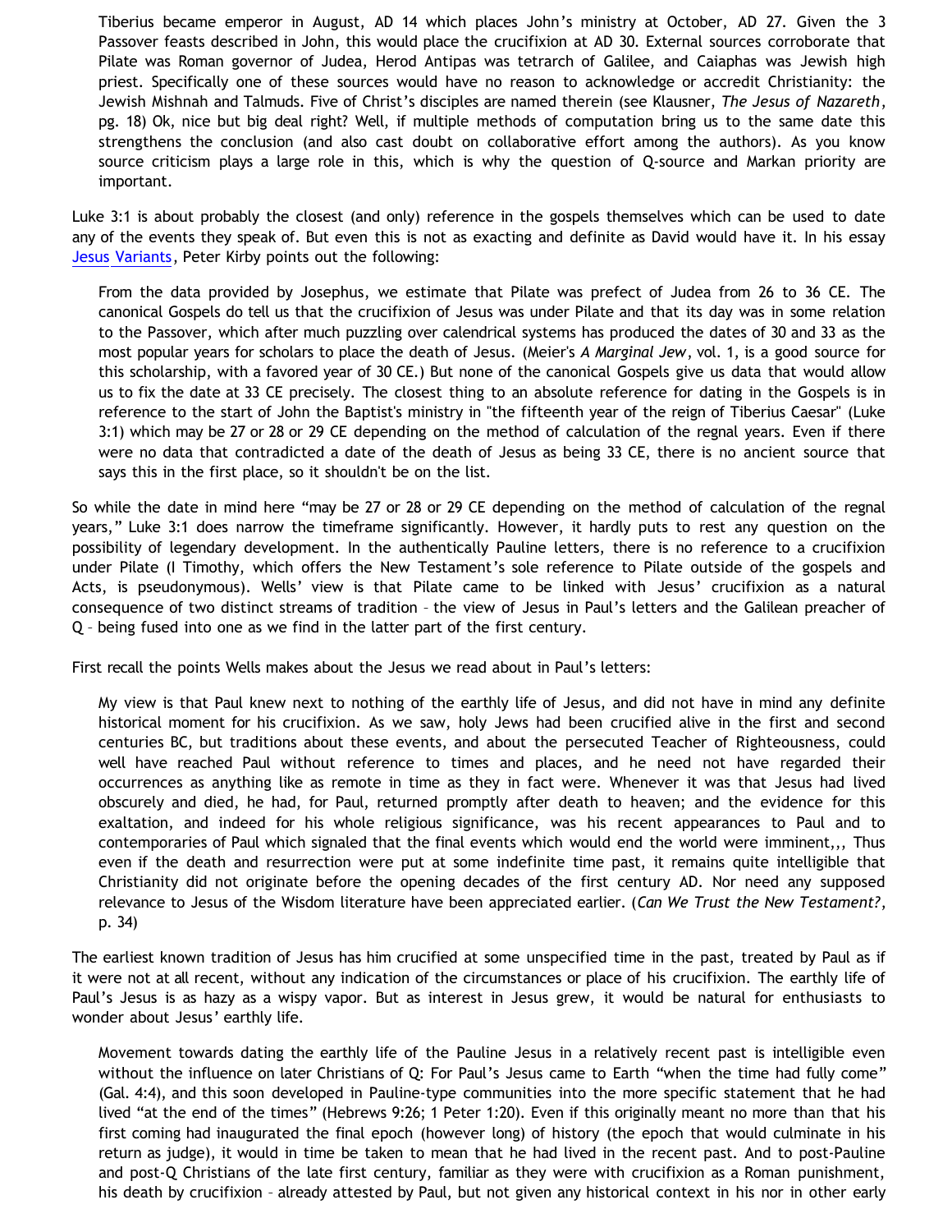> Tiberius became emperor in August, AD 14 which places John's ministry at October, AD 27. Given the 3 Passover feasts described in John, this would place the crucifixion at AD 30. External sources corroborate that Pilate was Roman governor of Judea, Herod Antipas was tetrarch of Galilee, and Caiaphas was Jewish high priest. Specifically one of these sources would have no reason to acknowledge or accredit Christianity: the Jewish Mishnah and Talmuds. Five of Christ's disciples are named therein (see Klausner, *The Jesus of Nazareth*, pg. 18) Ok, nice but big deal right? Well, if multiple methods of computation bring us to the same date this strengthens the conclusion (and also cast doubt on collaborative effort among the authors). As you know source criticism plays a large role in this, which is why the question of Q-source and Markan priority are important.

Luke 3:1 is about probably the closest (and only) reference in the gospels themselves which can be used to date any of the events they speak of. But even this is not as exacting and definite as David would have it. In his essay Jesus Variants, Peter Kirby points out the following:

> From the data provided by Josephus, we estimate that Pilate was prefect of Judea from 26 to 36 CE. The canonical Gospels do tell us that the crucifixion of Jesus was under Pilate and that its day was in some relation to the Passover, which after much puzzling over calendrical systems has produced the dates of 30 and 33 as the most popular years for scholars to place the death of Jesus. (Meier's *A Marginal Jew*, vol. 1, is a good source for this scholarship, with a favored year of 30 CE.) But none of the canonical Gospels give us data that would allow us to fix the date at 33 CE precisely. The closest thing to an absolute reference for dating in the Gospels is in reference to the start of John the Baptist's ministry in "the fifteenth year of the reign of Tiberius Caesar" (Luke 3:1) which may be 27 or 28 or 29 CE depending on the method of calculation of the regnal years. Even if there were no data that contradicted a date of the death of Jesus as being 33 CE, there is no ancient source that says this in the first place, so it shouldn't be on the list.

So while the date in mind here "may be 27 or 28 or 29 CE depending on the method of calculation of the regnal years," Luke 3:1 does narrow the timeframe significantly. However, it hardly puts to rest any question on the possibility of legendary development. In the authentically Pauline letters, there is no reference to a crucifixion under Pilate (I Timothy, which offers the New Testament's sole reference to Pilate outside of the gospels and Acts, is pseudonymous). Wells' view is that Pilate came to be linked with Jesus' crucifixion as a natural consequence of two distinct streams of tradition – the view of Jesus in Paul's letters and the Galilean preacher of Q – being fused into one as we find in the latter part of the first century.

First recall the points Wells makes about the Jesus we read about in Paul's letters:

> My view is that Paul knew next to nothing of the earthly life of Jesus, and did not have in mind any definite historical moment for his crucifixion. As we saw, holy Jews had been crucified alive in the first and second centuries BC, but traditions about these events, and about the persecuted Teacher of Righteousness, could well have reached Paul without reference to times and places, and he need not have regarded their occurrences as anything like as remote in time as they in fact were. Whenever it was that Jesus had lived obscurely and died, he had, for Paul, returned promptly after death to heaven; and the evidence for this exaltation, and indeed for his whole religious significance, was his recent appearances to Paul and to contemporaries of Paul which signaled that the final events which would end the world were imminent,,, Thus even if the death and resurrection were put at some indefinite time past, it remains quite intelligible that Christianity did not originate before the opening decades of the first century AD. Nor need any supposed relevance to Jesus of the Wisdom literature have been appreciated earlier. (*Can We Trust the New Testament?*, p. 34)

The earliest known tradition of Jesus has him crucified at some unspecified time in the past, treated by Paul as if it were not at all recent, without any indication of the circumstances or place of his crucifixion. The earthly life of Paul's Jesus is as hazy as a wispy vapor. But as interest in Jesus grew, it would be natural for enthusiasts to wonder about Jesus' earthly life.

> Movement towards dating the earthly life of the Pauline Jesus in a relatively recent past is intelligible even without the influence on later Christians of Q: For Paul's Jesus came to Earth "when the time had fully come" (Gal. 4:4), and this soon developed in Pauline-type communities into the more specific statement that he had lived "at the end of the times" (Hebrews 9:26; 1 Peter 1:20). Even if this originally meant no more than that his first coming had inaugurated the final epoch (however long) of history (the epoch that would culminate in his return as judge), it would in time be taken to mean that he had lived in the recent past. And to post-Pauline and post-Q Christians of the late first century, familiar as they were with crucifixion as a Roman punishment, his death by crucifixion – already attested by Paul, but not given any historical context in his nor in other early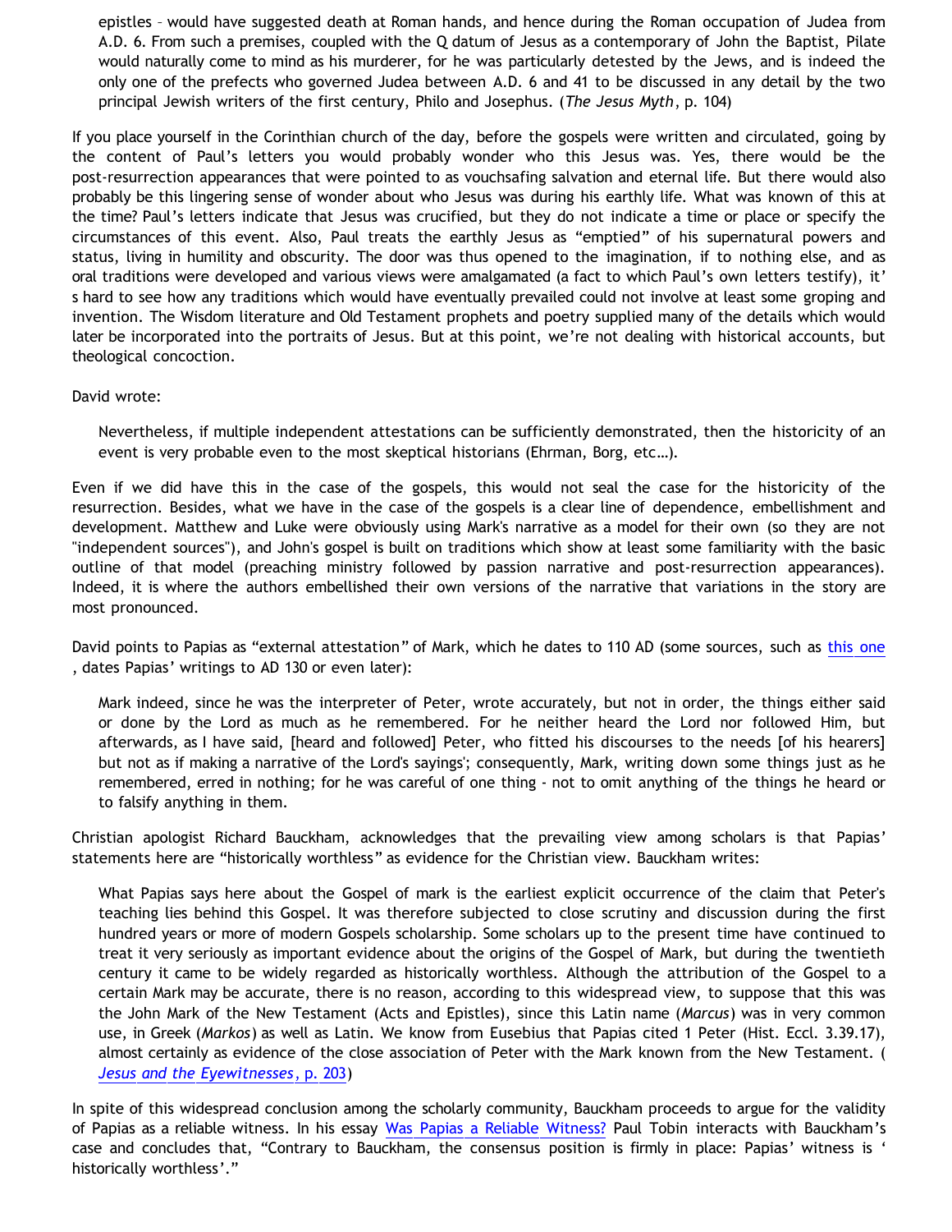> epistles – would have suggested death at Roman hands, and hence during the Roman occupation of Judea from A.D. 6. From such a premises, coupled with the Q datum of Jesus as a contemporary of John the Baptist, Pilate would naturally come to mind as his murderer, for he was particularly detested by the Jews, and is indeed the only one of the prefects who governed Judea between A.D. 6 and 41 to be discussed in any detail by the two principal Jewish writers of the first century, Philo and Josephus. (*The Jesus Myth*, p. 104)

If you place yourself in the Corinthian church of the day, before the gospels were written and circulated, going by the content of Paul's letters you would probably wonder who this Jesus was. Yes, there would be the post-resurrection appearances that were pointed to as vouchsafing salvation and eternal life. But there would also probably be this lingering sense of wonder about who Jesus was during his earthly life. What was known of this at the time? Paul's letters indicate that Jesus was crucified, but they do not indicate a time or place or specify the circumstances of this event. Also, Paul treats the earthly Jesus as "emptied" of his supernatural powers and status, living in humility and obscurity. The door was thus opened to the imagination, if to nothing else, and as oral traditions were developed and various views were amalgamated (a fact to which Paul's own letters testify), it's hard to see how any traditions which would have eventually prevailed could not involve at least some groping and invention. The Wisdom literature and Old Testament prophets and poetry supplied many of the details which would later be incorporated into the portraits of Jesus. But at this point, we're not dealing with historical accounts, but theological concoction.

David wrote:

> Nevertheless, if multiple independent attestations can be sufficiently demonstrated, then the historicity of an event is very probable even to the most skeptical historians (Ehrman, Borg, etc…).

Even if we did have this in the case of the gospels, this would not seal the case for the historicity of the resurrection. Besides, what we have in the case of the gospels is a clear line of dependence, embellishment and development. Matthew and Luke were obviously using Mark's narrative as a model for their own (so they are not "independent sources"), and John's gospel is built on traditions which show at least some familiarity with the basic outline of that model (preaching ministry followed by passion narrative and post-resurrection appearances). Indeed, it is where the authors embellished their own versions of the narrative that variations in the story are most pronounced.

David points to Papias as "external attestation" of Mark, which he dates to 110 AD (some sources, such as this one, dates Papias' writings to AD 130 or even later):

> Mark indeed, since he was the interpreter of Peter, wrote accurately, but not in order, the things either said or done by the Lord as much as he remembered. For he neither heard the Lord nor followed Him, but afterwards, as I have said, [heard and followed] Peter, who fitted his discourses to the needs [of his hearers] but not as if making a narrative of the Lord's sayings'; consequently, Mark, writing down some things just as he remembered, erred in nothing; for he was careful of one thing - not to omit anything of the things he heard or to falsify anything in them.

Christian apologist Richard Bauckham, acknowledges that the prevailing view among scholars is that Papias' statements here are "historically worthless" as evidence for the Christian view. Bauckham writes:

> What Papias says here about the Gospel of mark is the earliest explicit occurrence of the claim that Peter's teaching lies behind this Gospel. It was therefore subjected to close scrutiny and discussion during the first hundred years or more of modern Gospels scholarship. Some scholars up to the present time have continued to treat it very seriously as important evidence about the origins of the Gospel of Mark, but during the twentieth century it came to be widely regarded as historically worthless. Although the attribution of the Gospel to a certain Mark may be accurate, there is no reason, according to this widespread view, to suppose that this was the John Mark of the New Testament (Acts and Epistles), since this Latin name (*Marcus*) was in very common use, in Greek (*Markos*) as well as Latin. We know from Eusebius that Papias cited 1 Peter (Hist. Eccl. 3.39.17), almost certainly as evidence of the close association of Peter with the Mark known from the New Testament. (*Jesus and the Eyewitnesses*, p. 203)

In spite of this widespread conclusion among the scholarly community, Bauckham proceeds to argue for the validity of Papias as a reliable witness. In his essay Was Papias a Reliable Witness? Paul Tobin interacts with Bauckham's case and concludes that, "Contrary to Bauckham, the consensus position is firmly in place: Papias' witness is 'historically worthless'."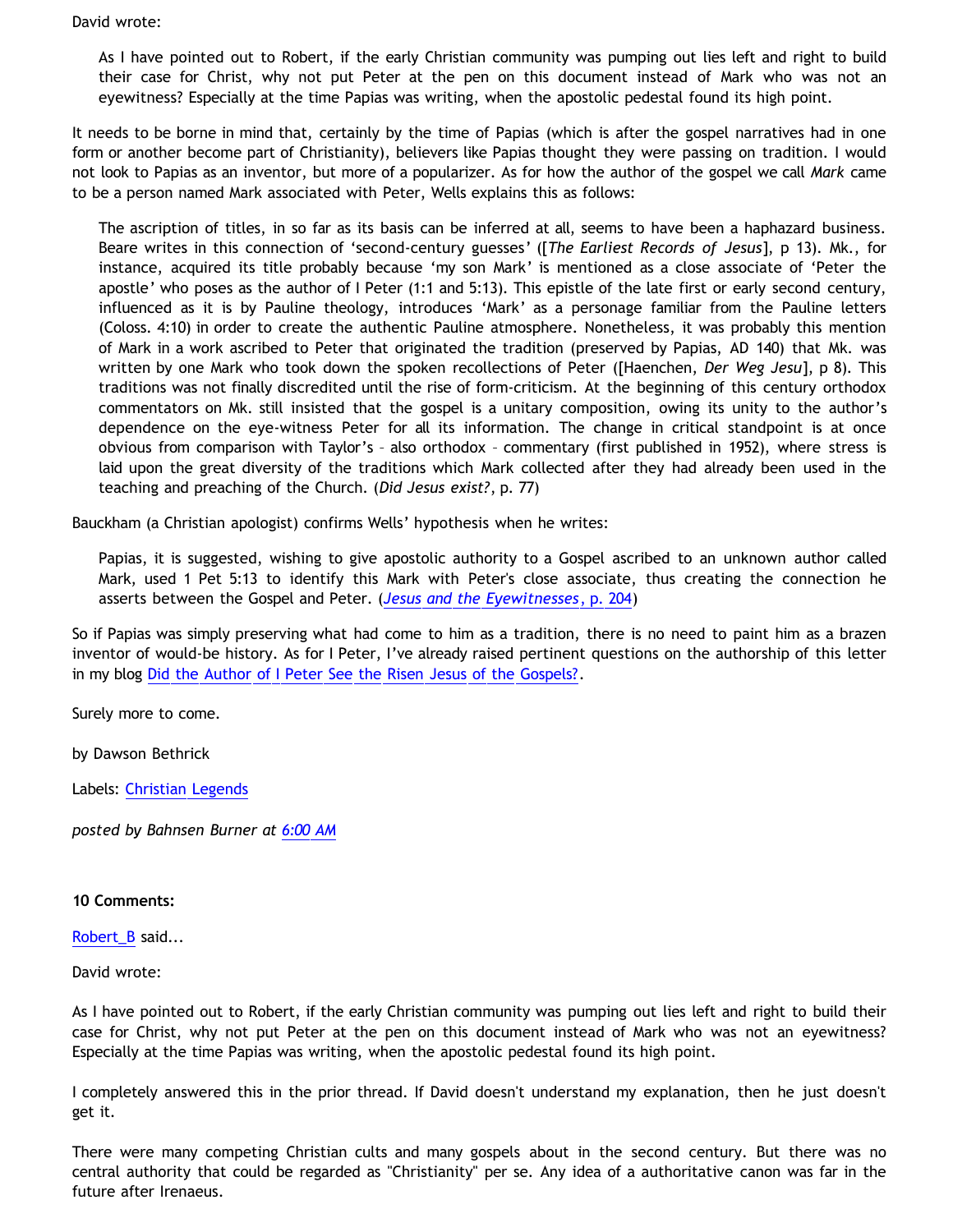David wrote:

> As I have pointed out to Robert, if the early Christian community was pumping out lies left and right to build their case for Christ, why not put Peter at the pen on this document instead of Mark who was not an eyewitness? Especially at the time Papias was writing, when the apostolic pedestal found its high point.

It needs to be borne in mind that, certainly by the time of Papias (which is after the gospel narratives had in one form or another become part of Christianity), believers like Papias thought they were passing on tradition. I would not look to Papias as an inventor, but more of a popularizer. As for how the author of the gospel we call *Mark* came to be a person named Mark associated with Peter, Wells explains this as follows:

> The ascription of titles, in so far as its basis can be inferred at all, seems to have been a haphazard business. Beare writes in this connection of 'second-century guesses' ([*The Earliest Records of Jesus*], p 13). Mk., for instance, acquired its title probably because 'my son Mark' is mentioned as a close associate of 'Peter the apostle' who poses as the author of I Peter (1:1 and 5:13). This epistle of the late first or early second century, influenced as it is by Pauline theology, introduces 'Mark' as a personage familiar from the Pauline letters (Coloss. 4:10) in order to create the authentic Pauline atmosphere. Nonetheless, it was probably this mention of Mark in a work ascribed to Peter that originated the tradition (preserved by Papias, AD 140) that Mk. was written by one Mark who took down the spoken recollections of Peter ([Haenchen, *Der Weg Jesu*], p 8). This traditions was not finally discredited until the rise of form-criticism. At the beginning of this century orthodox commentators on Mk. still insisted that the gospel is a unitary composition, owing its unity to the author's dependence on the eye-witness Peter for all its information. The change in critical standpoint is at once obvious from comparison with Taylor's – also orthodox – commentary (first published in 1952), where stress is laid upon the great diversity of the traditions which Mark collected after they had already been used in the teaching and preaching of the Church. (*Did Jesus exist?*, p. 77)

Bauckham (a Christian apologist) confirms Wells' hypothesis when he writes:

> Papias, it is suggested, wishing to give apostolic authority to a Gospel ascribed to an unknown author called Mark, used 1 Pet 5:13 to identify this Mark with Peter's close associate, thus creating the connection he asserts between the Gospel and Peter. (*Jesus and the Eyewitnesses*, p. 204)

So if Papias was simply preserving what had come to him as a tradition, there is no need to paint him as a brazen inventor of would-be history. As for I Peter, I've already raised pertinent questions on the authorship of this letter in my blog Did the Author of I Peter See the Risen Jesus of the Gospels?.

Surely more to come.

by Dawson Bethrick

Labels: Christian Legends

*posted by Bahnsen Burner at 6:00 AM*

**10 Comments:**

Robert_B said...

David wrote:

As I have pointed out to Robert, if the early Christian community was pumping out lies left and right to build their case for Christ, why not put Peter at the pen on this document instead of Mark who was not an eyewitness? Especially at the time Papias was writing, when the apostolic pedestal found its high point.

I completely answered this in the prior thread. If David doesn't understand my explanation, then he just doesn't get it.

There were many competing Christian cults and many gospels about in the second century. But there was no central authority that could be regarded as "Christianity" per se. Any idea of a authoritative canon was far in the future after Irenaeus.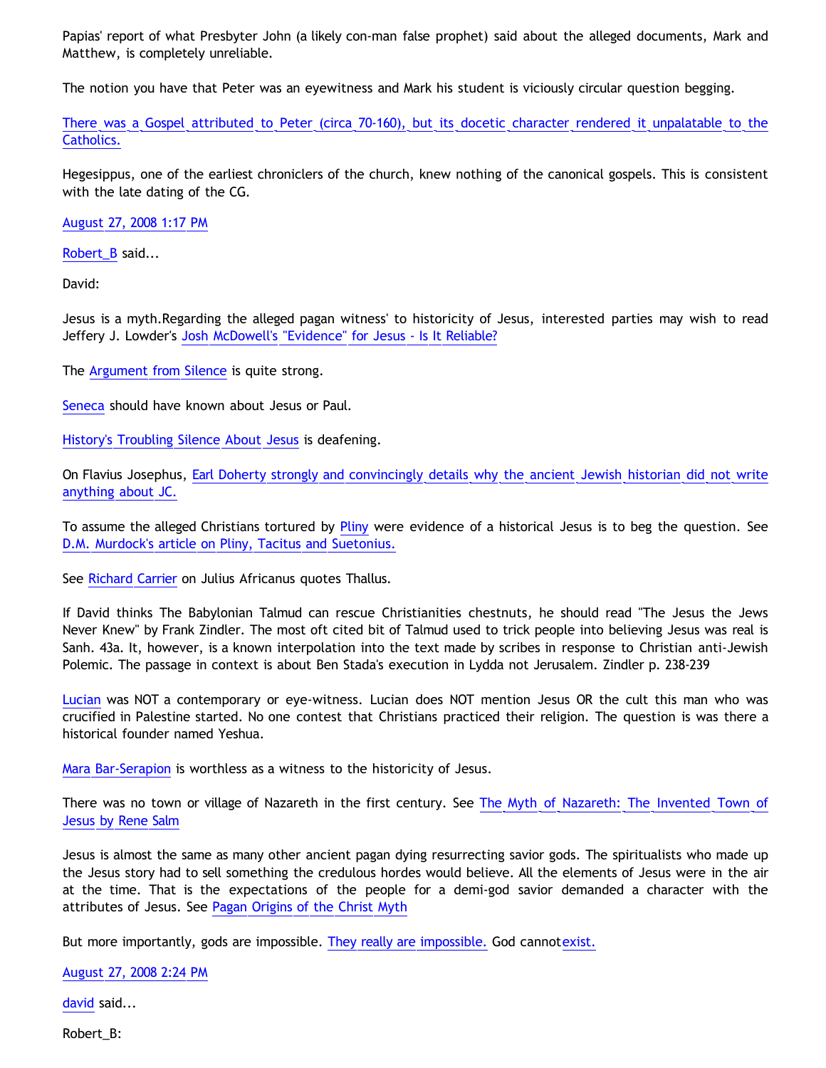Papias' report of what Presbyter John (a likely con-man false prophet) said about the alleged documents, Mark and Matthew, is completely unreliable.

The notion you have that Peter was an eyewitness and Mark his student is viciously circular question begging.

There was a Gospel attributed to Peter (circa 70-160), but its docetic character rendered it unpalatable to the Catholics.

Hegesippus, one of the earliest chroniclers of the church, knew nothing of the canonical gospels. This is consistent with the late dating of the CG.

August 27, 2008 1:17 PM

Robert_B said...

David:

Jesus is a myth.Regarding the alleged pagan witness' to historicity of Jesus, interested parties may wish to read Jeffery J. Lowder's Josh McDowell's "Evidence" for Jesus - Is It Reliable?

The Argument from Silence is quite strong.

Seneca should have known about Jesus or Paul.

History's Troubling Silence About Jesus is deafening.

On Flavius Josephus, Earl Doherty strongly and convincingly details why the ancient Jewish historian did not write anything about JC.

To assume the alleged Christians tortured by Pliny were evidence of a historical Jesus is to beg the question. See D.M. Murdock's article on Pliny, Tacitus and Suetonius.

See Richard Carrier on Julius Africanus quotes Thallus.

If David thinks The Babylonian Talmud can rescue Christianities chestnuts, he should read "The Jesus the Jews Never Knew" by Frank Zindler. The most oft cited bit of Talmud used to trick people into believing Jesus was real is Sanh. 43a. It, however, is a known interpolation into the text made by scribes in response to Christian anti-Jewish Polemic. The passage in context is about Ben Stada's execution in Lydda not Jerusalem. Zindler p. 238-239

Lucian was NOT a contemporary or eye-witness. Lucian does NOT mention Jesus OR the cult this man who was crucified in Palestine started. No one contest that Christians practiced their religion. The question is was there a historical founder named Yeshua.

Mara Bar-Serapion is worthless as a witness to the historicity of Jesus.

There was no town or village of Nazareth in the first century. See The Myth of Nazareth: The Invented Town of Jesus by Rene Salm

Jesus is almost the same as many other ancient pagan dying resurrecting savior gods. The spiritualists who made up the Jesus story had to sell something the credulous hordes would believe. All the elements of Jesus were in the air at the time. That is the expectations of the people for a demi-god savior demanded a character with the attributes of Jesus. See Pagan Origins of the Christ Myth

But more importantly, gods are impossible. They really are impossible. God cannotexist.

August 27, 2008 2:24 PM

david said...

Robert_B: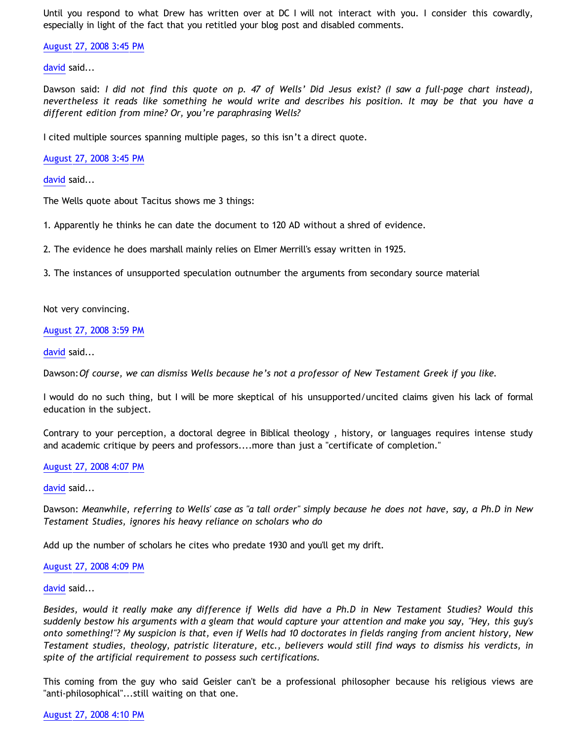Until you respond to what Drew has written over at DC I will not interact with you. I consider this cowardly, especially in light of the fact that you retitled your blog post and disabled comments.

August 27, 2008 3:45 PM

david said...

Dawson said: *I did not find this quote on p. 47 of Wells' Did Jesus exist? (I saw a full-page chart instead), nevertheless it reads like something he would write and describes his position. It may be that you have a different edition from mine? Or, you're paraphrasing Wells?*

I cited multiple sources spanning multiple pages, so this isn't a direct quote.

August 27, 2008 3:45 PM

david said...

The Wells quote about Tacitus shows me 3 things:

1. Apparently he thinks he can date the document to 120 AD without a shred of evidence.

2. The evidence he does marshall mainly relies on Elmer Merrill's essay written in 1925.

3. The instances of unsupported speculation outnumber the arguments from secondary source material

Not very convincing.

August 27, 2008 3:59 PM

david said...

Dawson: *Of course, we can dismiss Wells because he's not a professor of New Testament Greek if you like.*

I would do no such thing, but I will be more skeptical of his unsupported/uncited claims given his lack of formal education in the subject.

Contrary to your perception, a doctoral degree in Biblical theology , history, or languages requires intense study and academic critique by peers and professors....more than just a "certificate of completion."

August 27, 2008 4:07 PM

david said...

Dawson: *Meanwhile, referring to Wells' case as "a tall order" simply because he does not have, say, a Ph.D in New Testament Studies, ignores his heavy reliance on scholars who do*

Add up the number of scholars he cites who predate 1930 and you'll get my drift.

August 27, 2008 4:09 PM

david said...

*Besides, would it really make any difference if Wells did have a Ph.D in New Testament Studies? Would this suddenly bestow his arguments with a gleam that would capture your attention and make you say, "Hey, this guy's onto something!"? My suspicion is that, even if Wells had 10 doctorates in fields ranging from ancient history, New Testament studies, theology, patristic literature, etc., believers would still find ways to dismiss his verdicts, in spite of the artificial requirement to possess such certifications.*

This coming from the guy who said Geisler can't be a professional philosopher because his religious views are "anti-philosophical"...still waiting on that one.

August 27, 2008 4:10 PM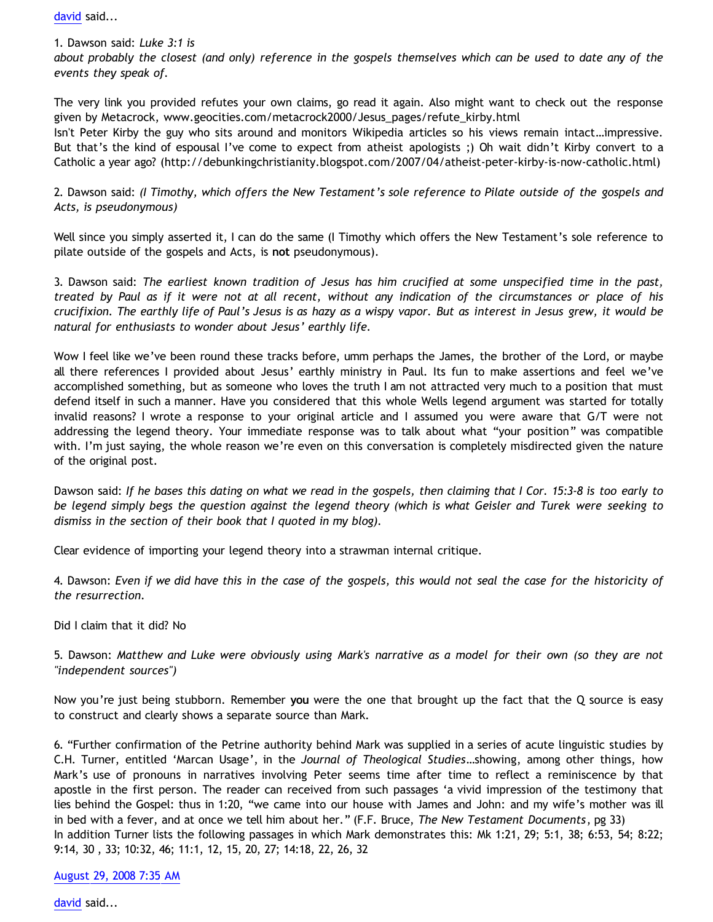[david](#) said...

1. Dawson said: *Luke 3:1 is about probably the closest (and only) reference in the gospels themselves which can be used to date any of the events they speak of.*

The very link you provided refutes your own claims, go read it again. Also might want to check out the response given by Metacrock, www.geocities.com/metacrock2000/Jesus_pages/refute_kirby.html
Isn't Peter Kirby the guy who sits around and monitors Wikipedia articles so his views remain intact…impressive. But that's the kind of espousal I've come to expect from atheist apologists ;) Oh wait didn't Kirby convert to a Catholic a year ago? (http://debunkingchristianity.blogspot.com/2007/04/atheist-peter-kirby-is-now-catholic.html)

2. Dawson said: *(I Timothy, which offers the New Testament's sole reference to Pilate outside of the gospels and Acts, is pseudonymous)*

Well since you simply asserted it, I can do the same (I Timothy which offers the New Testament's sole reference to pilate outside of the gospels and Acts, is **not** pseudonymous).

3. Dawson said: *The earliest known tradition of Jesus has him crucified at some unspecified time in the past, treated by Paul as if it were not at all recent, without any indication of the circumstances or place of his crucifixion. The earthly life of Paul's Jesus is as hazy as a wispy vapor. But as interest in Jesus grew, it would be natural for enthusiasts to wonder about Jesus' earthly life.*

Wow I feel like we've been round these tracks before, umm perhaps the James, the brother of the Lord, or maybe all there references I provided about Jesus' earthly ministry in Paul. Its fun to make assertions and feel we've accomplished something, but as someone who loves the truth I am not attracted very much to a position that must defend itself in such a manner. Have you considered that this whole Wells legend argument was started for totally invalid reasons? I wrote a response to your original article and I assumed you were aware that G/T were not addressing the legend theory. Your immediate response was to talk about what "your position" was compatible with. I'm just saying, the whole reason we're even on this conversation is completely misdirected given the nature of the original post.

Dawson said: *If he bases this dating on what we read in the gospels, then claiming that I Cor. 15:3-8 is too early to be legend simply begs the question against the legend theory (which is what Geisler and Turek were seeking to dismiss in the section of their book that I quoted in my blog).*

Clear evidence of importing your legend theory into a strawman internal critique.

4. Dawson: *Even if we did have this in the case of the gospels, this would not seal the case for the historicity of the resurrection.*

Did I claim that it did? No

5. Dawson: *Matthew and Luke were obviously using Mark's narrative as a model for their own (so they are not "independent sources")*

Now you're just being stubborn. Remember **you** were the one that brought up the fact that the Q source is easy to construct and clearly shows a separate source than Mark.

6. "Further confirmation of the Petrine authority behind Mark was supplied in a series of acute linguistic studies by C.H. Turner, entitled 'Marcan Usage', in the *Journal of Theological Studies*…showing, among other things, how Mark's use of pronouns in narratives involving Peter seems time after time to reflect a reminiscence by that apostle in the first person. The reader can received from such passages 'a vivid impression of the testimony that lies behind the Gospel: thus in 1:20, "we came into our house with James and John: and my wife's mother was ill in bed with a fever, and at once we tell him about her." (F.F. Bruce, *The New Testament Documents*, pg 33)
In addition Turner lists the following passages in which Mark demonstrates this: Mk 1:21, 29; 5:1, 38; 6:53, 54; 8:22; 9:14, 30 , 33; 10:32, 46; 11:1, 12, 15, 20, 27; 14:18, 22, 26, 32

[August 29, 2008 7:35 AM](#)

[david](#) said...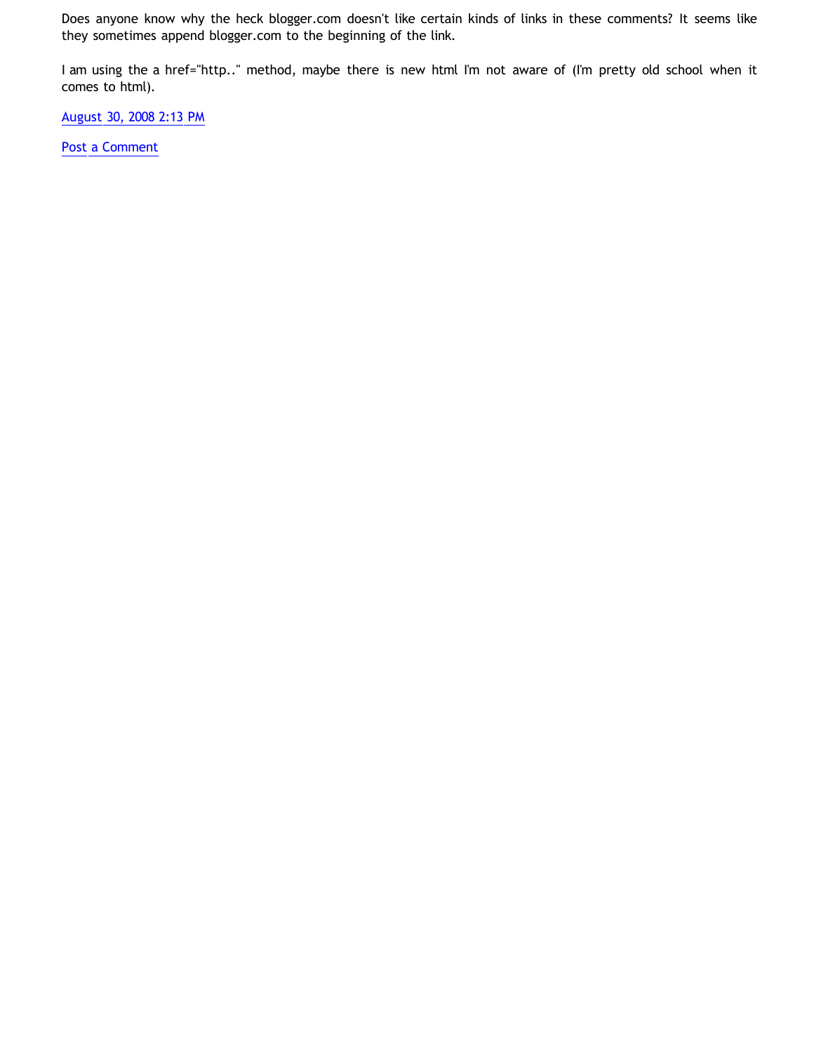Does anyone know why the heck blogger.com doesn't like certain kinds of links in these comments? It seems like they sometimes append blogger.com to the beginning of the link.

I am using the a href="http.." method, maybe there is new html I'm not aware of (I'm pretty old school when it comes to html).

August 30, 2008 2:13 PM

Post a Comment